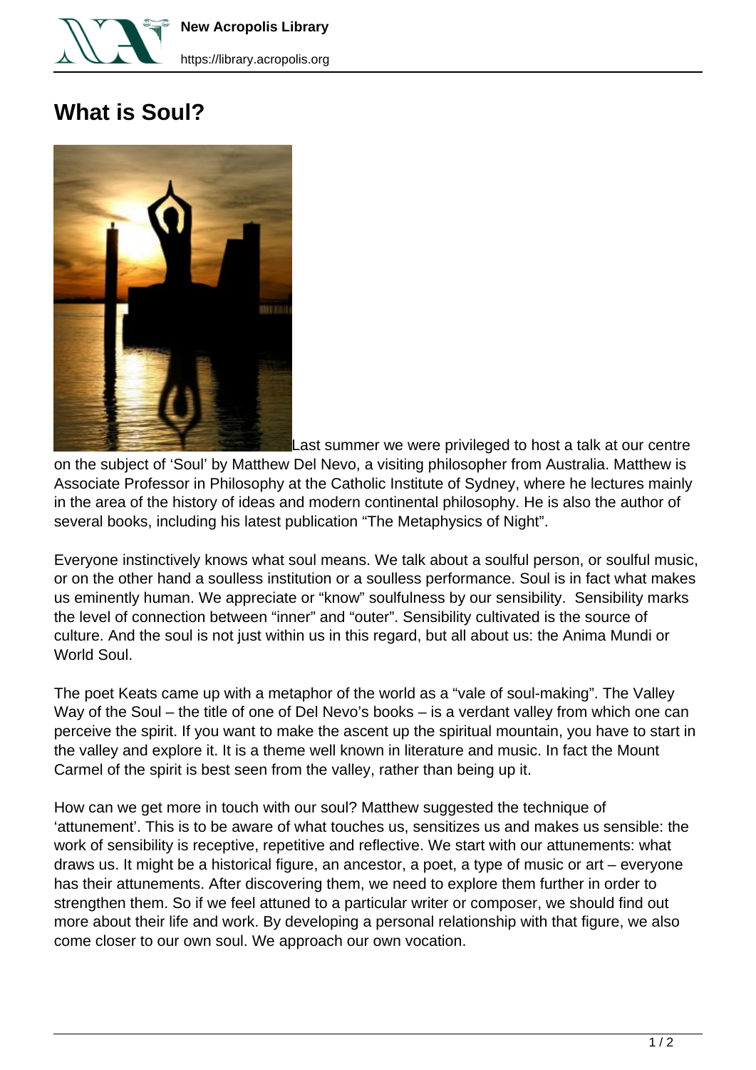# What is Soul?

Last summer we were privileged to host a talk at our centre on the subject of 'Soul' by Matthew Del Nevo, a visiting philosopher from Australia. Matthew is Associate Professor in Philosophy at the Catholic Institute of Sydney, where he lectures mainly in the area of the history of ideas and modern continental philosophy. He is also the author of several books, including his latest publication "The Metaphysics of Night".

Everyone instinctively knows what soul means. We talk about a soulful person, or soulful music, or on the other hand a soulless institution or a soulless performance. Soul is in fact what makes us eminently human. We appreciate or "know" soulfulness by our sensibility. Sensibility marks the level of connection between "inner" and "outer". Sensibility cultivated is the source of culture. And the soul is not just within us in this regard, but all about us: the Anima Mundi or World Soul.

The poet Keats came up with a metaphor of the world as a "vale of soul-making". The Valley Way of the Soul – the title of one of Del Nevo's books – is a verdant valley from which one can perceive the spirit. If you want to make the ascent up the spiritual mountain, you have to start in the valley and explore it. It is a theme well known in literature and music. In fact the Mount Carmel of the spirit is best seen from the valley, rather than being up it.

How can we get more in touch with our soul? Matthew suggested the technique of 'attunement'. This is to be aware of what touches us, sensitizes us and makes us sensible: the work of sensibility is receptive, repetitive and reflective. We start with our attunements: what draws us. It might be a historical figure, an ancestor, a poet, a type of music or art – everyone has their attunements. After discovering them, we need to explore them further in order to strengthen them. So if we feel attuned to a particular writer or composer, we should find out more about their life and work. By developing a personal relationship with that figure, we also come closer to our own soul. We approach our own vocation.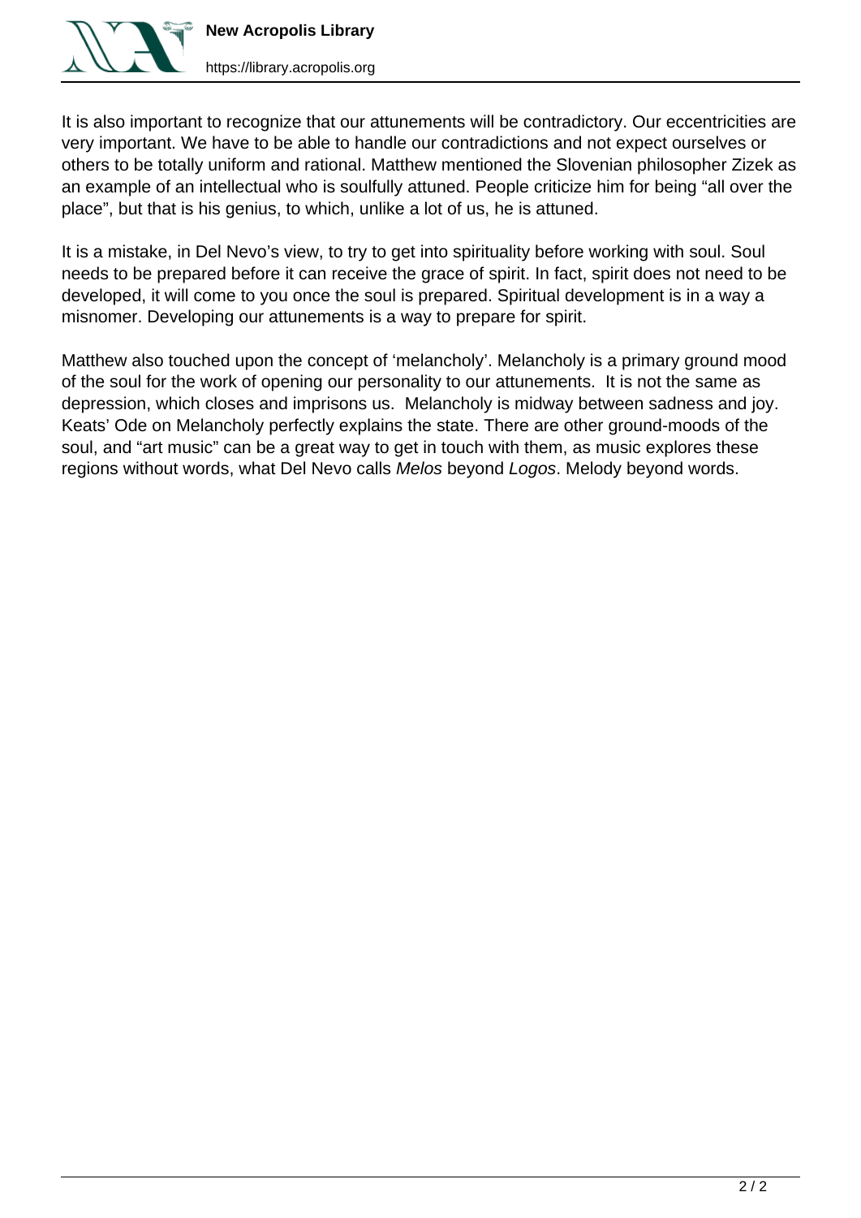It is also important to recognize that our attunements will be contradictory. Our eccentricities are very important. We have to be able to handle our contradictions and not expect ourselves or others to be totally uniform and rational. Matthew mentioned the Slovenian philosopher Zizek as an example of an intellectual who is soulfully attuned. People criticize him for being “all over the place”, but that is his genius, to which, unlike a lot of us, he is attuned.

It is a mistake, in Del Nevo’s view, to try to get into spirituality before working with soul. Soul needs to be prepared before it can receive the grace of spirit. In fact, spirit does not need to be developed, it will come to you once the soul is prepared. Spiritual development is in a way a misnomer. Developing our attunements is a way to prepare for spirit.

Matthew also touched upon the concept of ‘melancholy’. Melancholy is a primary ground mood of the soul for the work of opening our personality to our attunements. It is not the same as depression, which closes and imprisons us. Melancholy is midway between sadness and joy. Keats’ Ode on Melancholy perfectly explains the state. There are other ground-moods of the soul, and “art music” can be a great way to get in touch with them, as music explores these regions without words, what Del Nevo calls *Melos* beyond *Logos*. Melody beyond words.